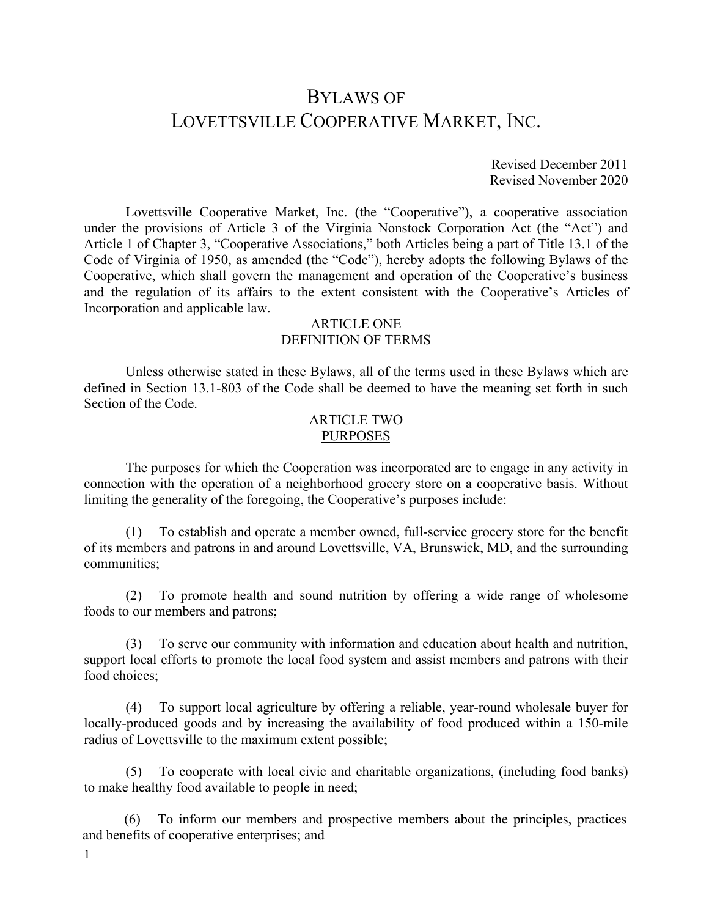# BYLAWS OF LOVETTSVILLE COOPERATIVE MARKET, INC.

Revised December 2011
Revised November 2020

Lovettsville Cooperative Market, Inc. (the "Cooperative"), a cooperative association under the provisions of Article 3 of the Virginia Nonstock Corporation Act (the "Act") and Article 1 of Chapter 3, "Cooperative Associations," both Articles being a part of Title 13.1 of the Code of Virginia of 1950, as amended (the "Code"), hereby adopts the following Bylaws of the Cooperative, which shall govern the management and operation of the Cooperative's business and the regulation of its affairs to the extent consistent with the Cooperative's Articles of Incorporation and applicable law.

## ARTICLE ONE
## DEFINITION OF TERMS

Unless otherwise stated in these Bylaws, all of the terms used in these Bylaws which are defined in Section 13.1-803 of the Code shall be deemed to have the meaning set forth in such Section of the Code.

## ARTICLE TWO
## PURPOSES

The purposes for which the Cooperation was incorporated are to engage in any activity in connection with the operation of a neighborhood grocery store on a cooperative basis. Without limiting the generality of the foregoing, the Cooperative's purposes include:

(1) To establish and operate a member owned, full-service grocery store for the benefit of its members and patrons in and around Lovettsville, VA, Brunswick, MD, and the surrounding communities;

(2) To promote health and sound nutrition by offering a wide range of wholesome foods to our members and patrons;

(3) To serve our community with information and education about health and nutrition, support local efforts to promote the local food system and assist members and patrons with their food choices;

(4) To support local agriculture by offering a reliable, year-round wholesale buyer for locally-produced goods and by increasing the availability of food produced within a 150-mile radius of Lovettsville to the maximum extent possible;

(5) To cooperate with local civic and charitable organizations, (including food banks) to make healthy food available to people in need;

(6) To inform our members and prospective members about the principles, practices and benefits of cooperative enterprises; and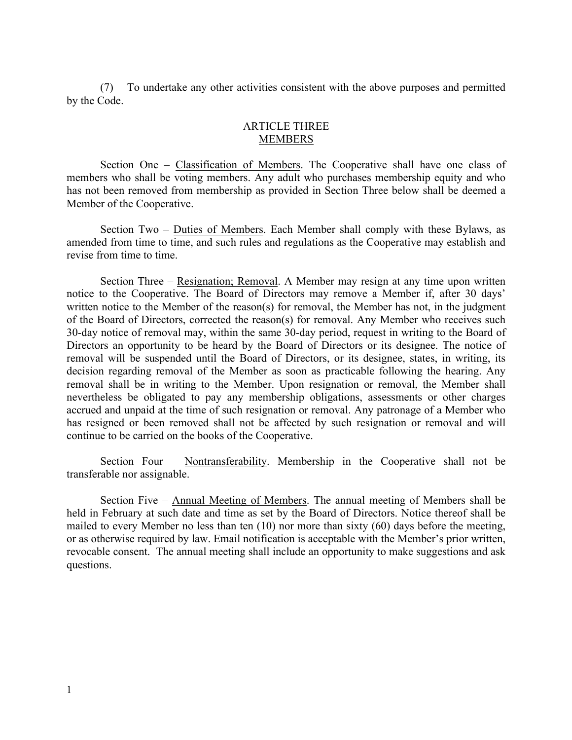(7) To undertake any other activities consistent with the above purposes and permitted by the Code.

## ARTICLE THREE
## MEMBERS

Section One – Classification of Members. The Cooperative shall have one class of members who shall be voting members. Any adult who purchases membership equity and who has not been removed from membership as provided in Section Three below shall be deemed a Member of the Cooperative.

Section Two – Duties of Members. Each Member shall comply with these Bylaws, as amended from time to time, and such rules and regulations as the Cooperative may establish and revise from time to time.

Section Three – Resignation; Removal. A Member may resign at any time upon written notice to the Cooperative. The Board of Directors may remove a Member if, after 30 days' written notice to the Member of the reason(s) for removal, the Member has not, in the judgment of the Board of Directors, corrected the reason(s) for removal. Any Member who receives such 30-day notice of removal may, within the same 30-day period, request in writing to the Board of Directors an opportunity to be heard by the Board of Directors or its designee. The notice of removal will be suspended until the Board of Directors, or its designee, states, in writing, its decision regarding removal of the Member as soon as practicable following the hearing. Any removal shall be in writing to the Member. Upon resignation or removal, the Member shall nevertheless be obligated to pay any membership obligations, assessments or other charges accrued and unpaid at the time of such resignation or removal. Any patronage of a Member who has resigned or been removed shall not be affected by such resignation or removal and will continue to be carried on the books of the Cooperative.

Section Four – Nontransferability. Membership in the Cooperative shall not be transferable nor assignable.

Section Five – Annual Meeting of Members. The annual meeting of Members shall be held in February at such date and time as set by the Board of Directors. Notice thereof shall be mailed to every Member no less than ten (10) nor more than sixty (60) days before the meeting, or as otherwise required by law. Email notification is acceptable with the Member's prior written, revocable consent. The annual meeting shall include an opportunity to make suggestions and ask questions.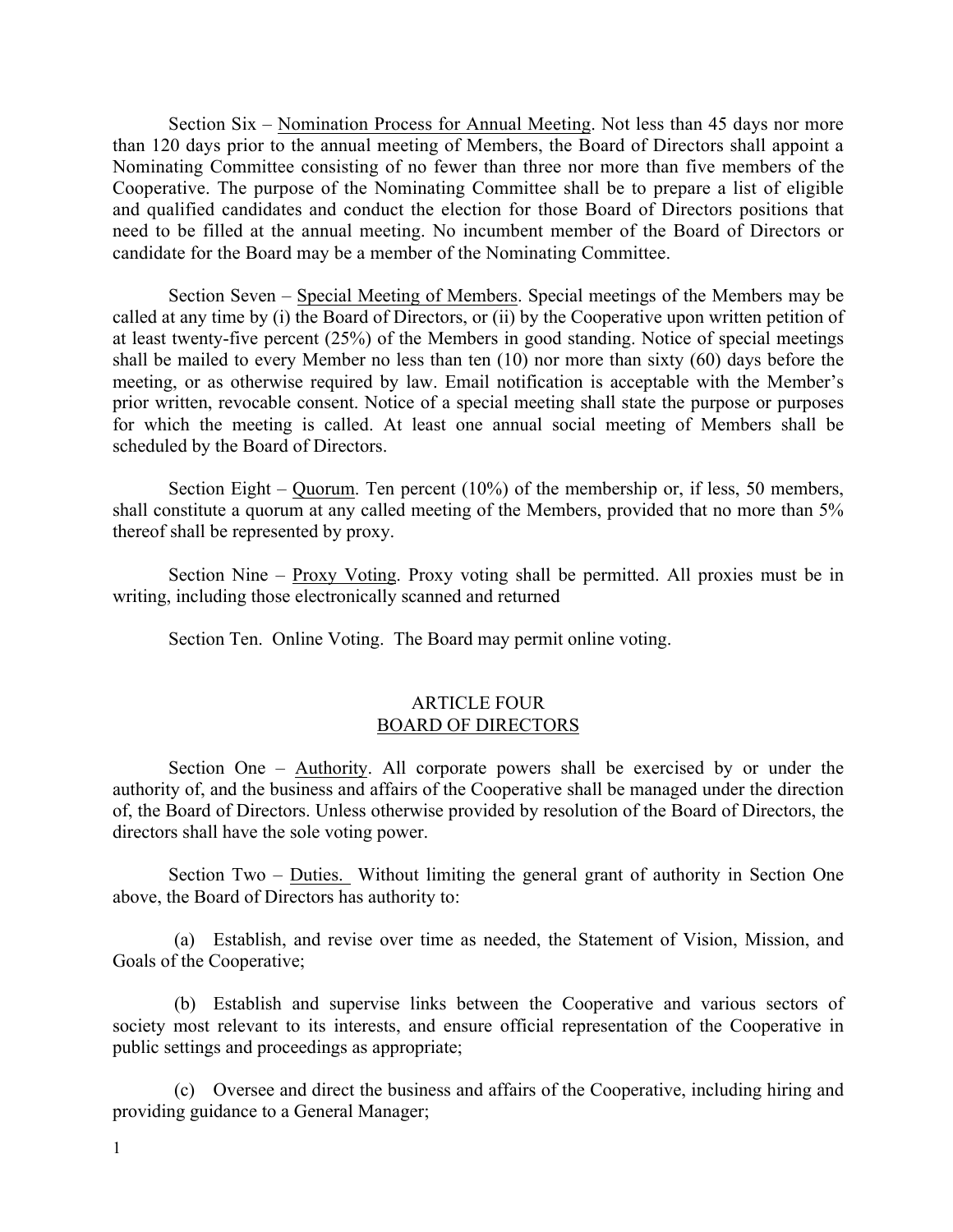Section Six – Nomination Process for Annual Meeting. Not less than 45 days nor more than 120 days prior to the annual meeting of Members, the Board of Directors shall appoint a Nominating Committee consisting of no fewer than three nor more than five members of the Cooperative. The purpose of the Nominating Committee shall be to prepare a list of eligible and qualified candidates and conduct the election for those Board of Directors positions that need to be filled at the annual meeting. No incumbent member of the Board of Directors or candidate for the Board may be a member of the Nominating Committee.

Section Seven – Special Meeting of Members. Special meetings of the Members may be called at any time by (i) the Board of Directors, or (ii) by the Cooperative upon written petition of at least twenty-five percent (25%) of the Members in good standing. Notice of special meetings shall be mailed to every Member no less than ten (10) nor more than sixty (60) days before the meeting, or as otherwise required by law. Email notification is acceptable with the Member's prior written, revocable consent. Notice of a special meeting shall state the purpose or purposes for which the meeting is called. At least one annual social meeting of Members shall be scheduled by the Board of Directors.

Section Eight – Quorum. Ten percent (10%) of the membership or, if less, 50 members, shall constitute a quorum at any called meeting of the Members, provided that no more than 5% thereof shall be represented by proxy.

Section Nine – Proxy Voting. Proxy voting shall be permitted. All proxies must be in writing, including those electronically scanned and returned

Section Ten. Online Voting. The Board may permit online voting.

## ARTICLE FOUR
## BOARD OF DIRECTORS

Section One – Authority. All corporate powers shall be exercised by or under the authority of, and the business and affairs of the Cooperative shall be managed under the direction of, the Board of Directors. Unless otherwise provided by resolution of the Board of Directors, the directors shall have the sole voting power.

Section Two – Duties. Without limiting the general grant of authority in Section One above, the Board of Directors has authority to:

(a) Establish, and revise over time as needed, the Statement of Vision, Mission, and Goals of the Cooperative;

(b) Establish and supervise links between the Cooperative and various sectors of society most relevant to its interests, and ensure official representation of the Cooperative in public settings and proceedings as appropriate;

(c) Oversee and direct the business and affairs of the Cooperative, including hiring and providing guidance to a General Manager;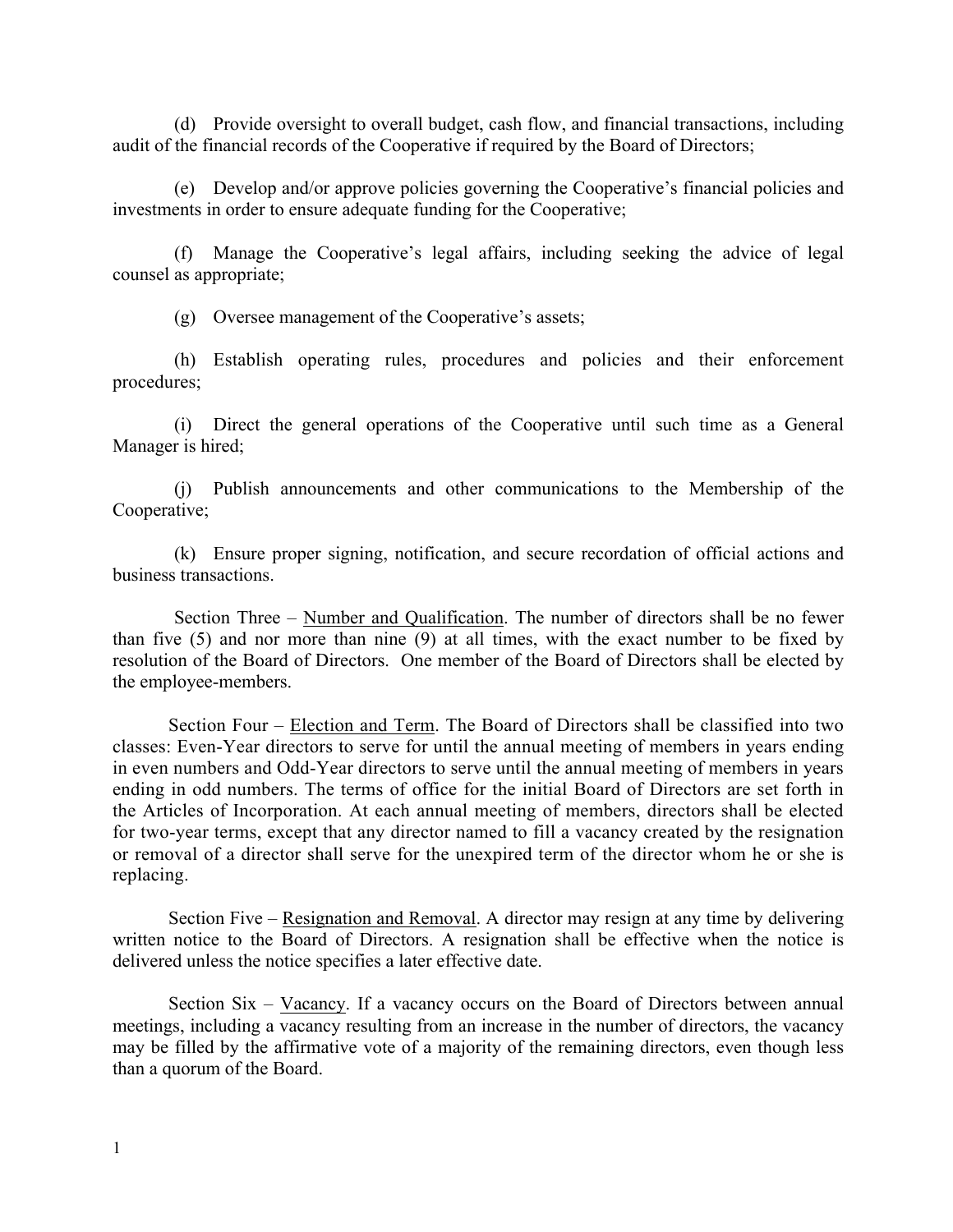(d) Provide oversight to overall budget, cash flow, and financial transactions, including audit of the financial records of the Cooperative if required by the Board of Directors;

(e) Develop and/or approve policies governing the Cooperative's financial policies and investments in order to ensure adequate funding for the Cooperative;

(f) Manage the Cooperative's legal affairs, including seeking the advice of legal counsel as appropriate;

(g) Oversee management of the Cooperative's assets;

(h) Establish operating rules, procedures and policies and their enforcement procedures;

(i) Direct the general operations of the Cooperative until such time as a General Manager is hired;

(j) Publish announcements and other communications to the Membership of the Cooperative;

(k) Ensure proper signing, notification, and secure recordation of official actions and business transactions.

Section Three – Number and Qualification. The number of directors shall be no fewer than five (5) and nor more than nine (9) at all times, with the exact number to be fixed by resolution of the Board of Directors. One member of the Board of Directors shall be elected by the employee-members.

Section Four – Election and Term. The Board of Directors shall be classified into two classes: Even-Year directors to serve for until the annual meeting of members in years ending in even numbers and Odd-Year directors to serve until the annual meeting of members in years ending in odd numbers. The terms of office for the initial Board of Directors are set forth in the Articles of Incorporation. At each annual meeting of members, directors shall be elected for two-year terms, except that any director named to fill a vacancy created by the resignation or removal of a director shall serve for the unexpired term of the director whom he or she is replacing.

Section Five – Resignation and Removal. A director may resign at any time by delivering written notice to the Board of Directors. A resignation shall be effective when the notice is delivered unless the notice specifies a later effective date.

Section Six – Vacancy. If a vacancy occurs on the Board of Directors between annual meetings, including a vacancy resulting from an increase in the number of directors, the vacancy may be filled by the affirmative vote of a majority of the remaining directors, even though less than a quorum of the Board.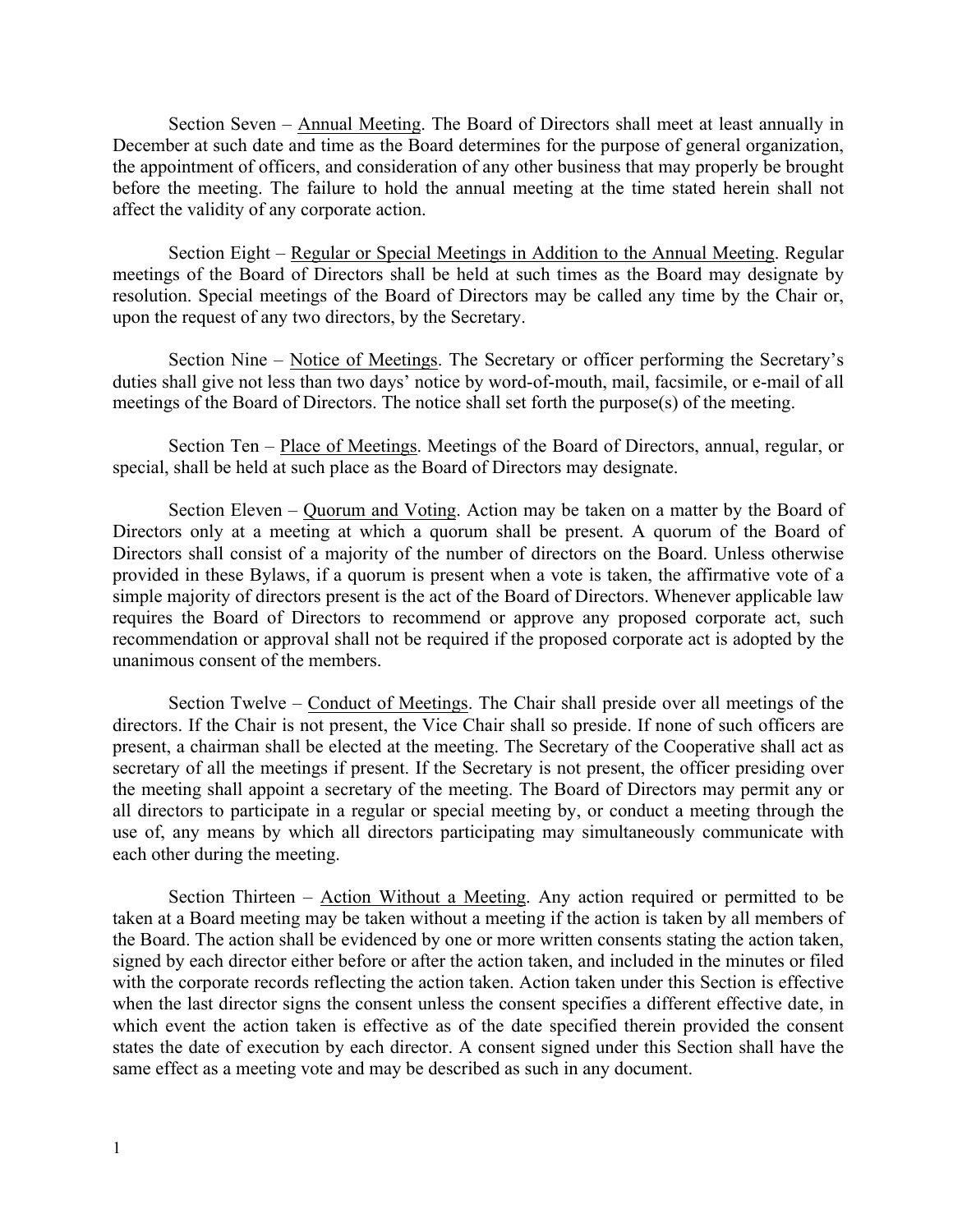Section Seven – Annual Meeting. The Board of Directors shall meet at least annually in December at such date and time as the Board determines for the purpose of general organization, the appointment of officers, and consideration of any other business that may properly be brought before the meeting. The failure to hold the annual meeting at the time stated herein shall not affect the validity of any corporate action.

Section Eight – Regular or Special Meetings in Addition to the Annual Meeting. Regular meetings of the Board of Directors shall be held at such times as the Board may designate by resolution. Special meetings of the Board of Directors may be called any time by the Chair or, upon the request of any two directors, by the Secretary.

Section Nine – Notice of Meetings. The Secretary or officer performing the Secretary's duties shall give not less than two days' notice by word-of-mouth, mail, facsimile, or e-mail of all meetings of the Board of Directors. The notice shall set forth the purpose(s) of the meeting.

Section Ten – Place of Meetings. Meetings of the Board of Directors, annual, regular, or special, shall be held at such place as the Board of Directors may designate.

Section Eleven – Quorum and Voting. Action may be taken on a matter by the Board of Directors only at a meeting at which a quorum shall be present. A quorum of the Board of Directors shall consist of a majority of the number of directors on the Board. Unless otherwise provided in these Bylaws, if a quorum is present when a vote is taken, the affirmative vote of a simple majority of directors present is the act of the Board of Directors. Whenever applicable law requires the Board of Directors to recommend or approve any proposed corporate act, such recommendation or approval shall not be required if the proposed corporate act is adopted by the unanimous consent of the members.

Section Twelve – Conduct of Meetings. The Chair shall preside over all meetings of the directors. If the Chair is not present, the Vice Chair shall so preside. If none of such officers are present, a chairman shall be elected at the meeting. The Secretary of the Cooperative shall act as secretary of all the meetings if present. If the Secretary is not present, the officer presiding over the meeting shall appoint a secretary of the meeting. The Board of Directors may permit any or all directors to participate in a regular or special meeting by, or conduct a meeting through the use of, any means by which all directors participating may simultaneously communicate with each other during the meeting.

Section Thirteen – Action Without a Meeting. Any action required or permitted to be taken at a Board meeting may be taken without a meeting if the action is taken by all members of the Board. The action shall be evidenced by one or more written consents stating the action taken, signed by each director either before or after the action taken, and included in the minutes or filed with the corporate records reflecting the action taken. Action taken under this Section is effective when the last director signs the consent unless the consent specifies a different effective date, in which event the action taken is effective as of the date specified therein provided the consent states the date of execution by each director. A consent signed under this Section shall have the same effect as a meeting vote and may be described as such in any document.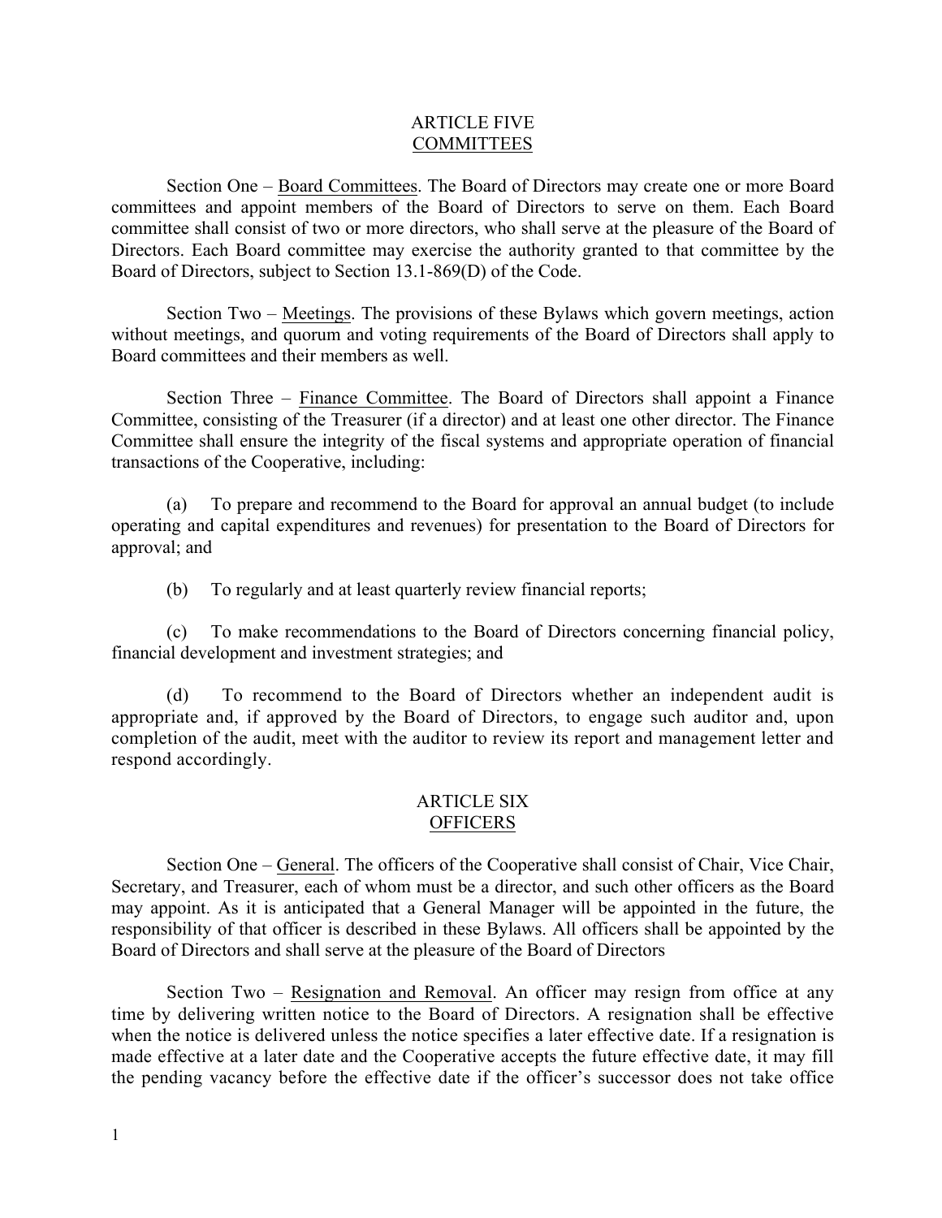# ARTICLE FIVE
# COMMITTEES

Section One – Board Committees. The Board of Directors may create one or more Board committees and appoint members of the Board of Directors to serve on them. Each Board committee shall consist of two or more directors, who shall serve at the pleasure of the Board of Directors. Each Board committee may exercise the authority granted to that committee by the Board of Directors, subject to Section 13.1-869(D) of the Code.

Section Two – Meetings. The provisions of these Bylaws which govern meetings, action without meetings, and quorum and voting requirements of the Board of Directors shall apply to Board committees and their members as well.

Section Three – Finance Committee. The Board of Directors shall appoint a Finance Committee, consisting of the Treasurer (if a director) and at least one other director. The Finance Committee shall ensure the integrity of the fiscal systems and appropriate operation of financial transactions of the Cooperative, including:

(a) To prepare and recommend to the Board for approval an annual budget (to include operating and capital expenditures and revenues) for presentation to the Board of Directors for approval; and

(b) To regularly and at least quarterly review financial reports;

(c) To make recommendations to the Board of Directors concerning financial policy, financial development and investment strategies; and

(d) To recommend to the Board of Directors whether an independent audit is appropriate and, if approved by the Board of Directors, to engage such auditor and, upon completion of the audit, meet with the auditor to review its report and management letter and respond accordingly.

# ARTICLE SIX
# OFFICERS

Section One – General. The officers of the Cooperative shall consist of Chair, Vice Chair, Secretary, and Treasurer, each of whom must be a director, and such other officers as the Board may appoint. As it is anticipated that a General Manager will be appointed in the future, the responsibility of that officer is described in these Bylaws. All officers shall be appointed by the Board of Directors and shall serve at the pleasure of the Board of Directors

Section Two – Resignation and Removal. An officer may resign from office at any time by delivering written notice to the Board of Directors. A resignation shall be effective when the notice is delivered unless the notice specifies a later effective date. If a resignation is made effective at a later date and the Cooperative accepts the future effective date, it may fill the pending vacancy before the effective date if the officer's successor does not take office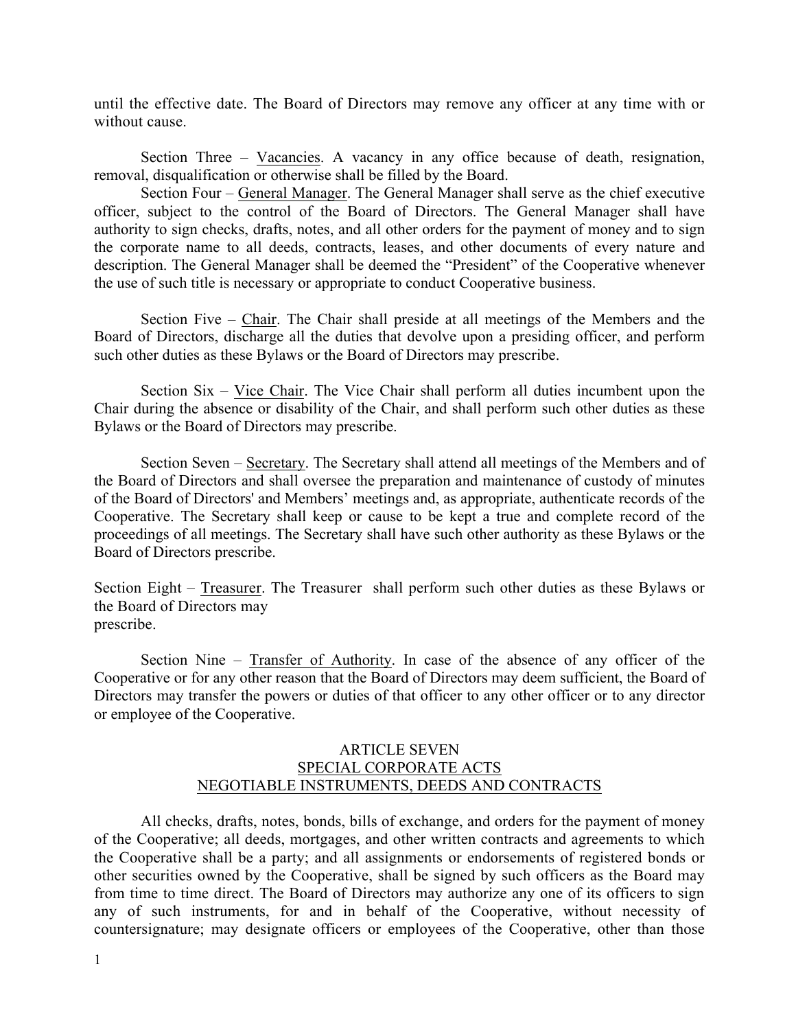until the effective date. The Board of Directors may remove any officer at any time with or without cause.

Section Three – Vacancies. A vacancy in any office because of death, resignation, removal, disqualification or otherwise shall be filled by the Board.

Section Four – General Manager. The General Manager shall serve as the chief executive officer, subject to the control of the Board of Directors. The General Manager shall have authority to sign checks, drafts, notes, and all other orders for the payment of money and to sign the corporate name to all deeds, contracts, leases, and other documents of every nature and description. The General Manager shall be deemed the "President" of the Cooperative whenever the use of such title is necessary or appropriate to conduct Cooperative business.

Section Five – Chair. The Chair shall preside at all meetings of the Members and the Board of Directors, discharge all the duties that devolve upon a presiding officer, and perform such other duties as these Bylaws or the Board of Directors may prescribe.

Section Six – Vice Chair. The Vice Chair shall perform all duties incumbent upon the Chair during the absence or disability of the Chair, and shall perform such other duties as these Bylaws or the Board of Directors may prescribe.

Section Seven – Secretary. The Secretary shall attend all meetings of the Members and of the Board of Directors and shall oversee the preparation and maintenance of custody of minutes of the Board of Directors' and Members' meetings and, as appropriate, authenticate records of the Cooperative. The Secretary shall keep or cause to be kept a true and complete record of the proceedings of all meetings. The Secretary shall have such other authority as these Bylaws or the Board of Directors prescribe.

Section Eight – Treasurer. The Treasurer shall perform such other duties as these Bylaws or the Board of Directors may prescribe.

Section Nine – Transfer of Authority. In case of the absence of any officer of the Cooperative or for any other reason that the Board of Directors may deem sufficient, the Board of Directors may transfer the powers or duties of that officer to any other officer or to any director or employee of the Cooperative.

## ARTICLE SEVEN
## SPECIAL CORPORATE ACTS
## NEGOTIABLE INSTRUMENTS, DEEDS AND CONTRACTS

All checks, drafts, notes, bonds, bills of exchange, and orders for the payment of money of the Cooperative; all deeds, mortgages, and other written contracts and agreements to which the Cooperative shall be a party; and all assignments or endorsements of registered bonds or other securities owned by the Cooperative, shall be signed by such officers as the Board may from time to time direct. The Board of Directors may authorize any one of its officers to sign any of such instruments, for and in behalf of the Cooperative, without necessity of countersignature; may designate officers or employees of the Cooperative, other than those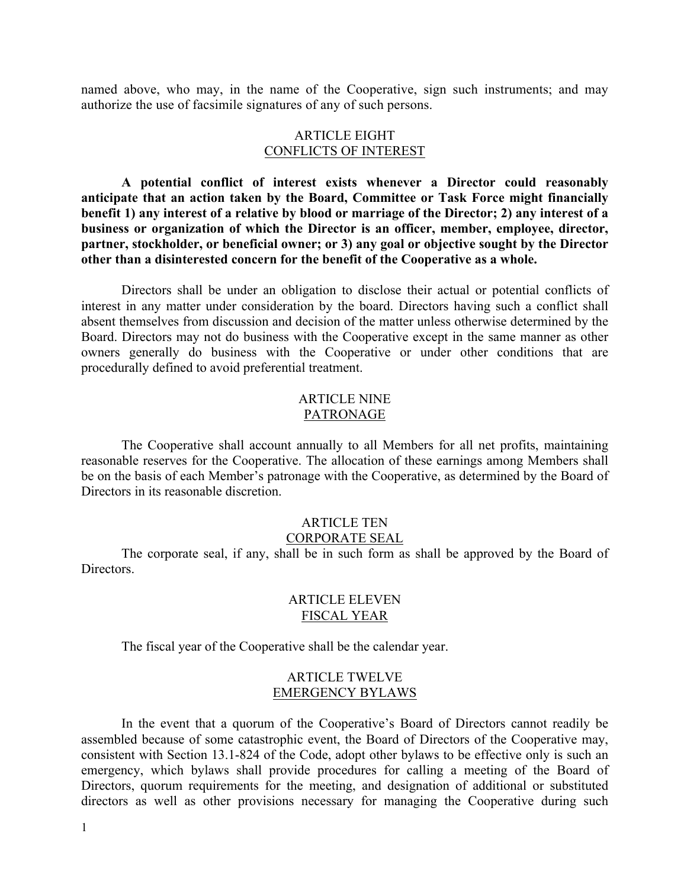named above, who may, in the name of the Cooperative, sign such instruments; and may authorize the use of facsimile signatures of any of such persons.

## ARTICLE EIGHT
## CONFLICTS OF INTEREST

**A potential conflict of interest exists whenever a Director could reasonably anticipate that an action taken by the Board, Committee or Task Force might financially benefit 1) any interest of a relative by blood or marriage of the Director; 2) any interest of a business or organization of which the Director is an officer, member, employee, director, partner, stockholder, or beneficial owner; or 3) any goal or objective sought by the Director other than a disinterested concern for the benefit of the Cooperative as a whole.**

Directors shall be under an obligation to disclose their actual or potential conflicts of interest in any matter under consideration by the board. Directors having such a conflict shall absent themselves from discussion and decision of the matter unless otherwise determined by the Board. Directors may not do business with the Cooperative except in the same manner as other owners generally do business with the Cooperative or under other conditions that are procedurally defined to avoid preferential treatment.

## ARTICLE NINE
## PATRONAGE

The Cooperative shall account annually to all Members for all net profits, maintaining reasonable reserves for the Cooperative. The allocation of these earnings among Members shall be on the basis of each Member's patronage with the Cooperative, as determined by the Board of Directors in its reasonable discretion.

## ARTICLE TEN
## CORPORATE SEAL

The corporate seal, if any, shall be in such form as shall be approved by the Board of Directors.

## ARTICLE ELEVEN
## FISCAL YEAR

The fiscal year of the Cooperative shall be the calendar year.

## ARTICLE TWELVE
## EMERGENCY BYLAWS

In the event that a quorum of the Cooperative's Board of Directors cannot readily be assembled because of some catastrophic event, the Board of Directors of the Cooperative may, consistent with Section 13.1-824 of the Code, adopt other bylaws to be effective only is such an emergency, which bylaws shall provide procedures for calling a meeting of the Board of Directors, quorum requirements for the meeting, and designation of additional or substituted directors as well as other provisions necessary for managing the Cooperative during such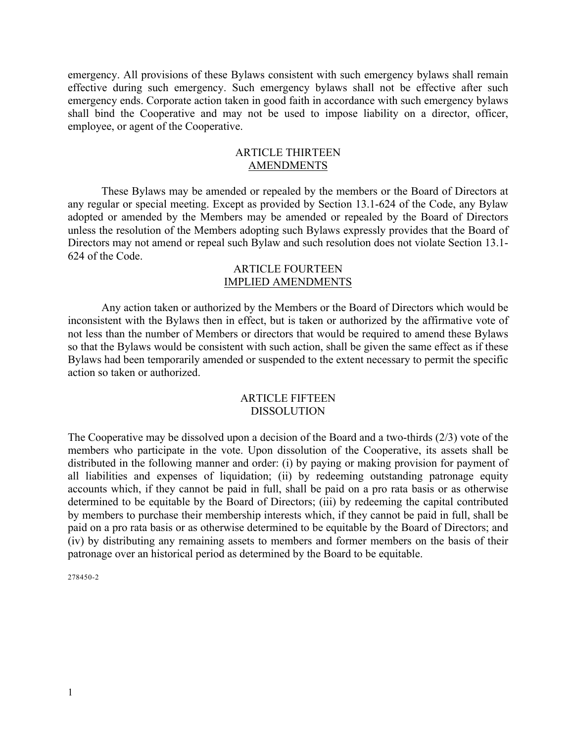emergency. All provisions of these Bylaws consistent with such emergency bylaws shall remain effective during such emergency. Such emergency bylaws shall not be effective after such emergency ends. Corporate action taken in good faith in accordance with such emergency bylaws shall bind the Cooperative and may not be used to impose liability on a director, officer, employee, or agent of the Cooperative.

## ARTICLE THIRTEEN
## AMENDMENTS

These Bylaws may be amended or repealed by the members or the Board of Directors at any regular or special meeting. Except as provided by Section 13.1-624 of the Code, any Bylaw adopted or amended by the Members may be amended or repealed by the Board of Directors unless the resolution of the Members adopting such Bylaws expressly provides that the Board of Directors may not amend or repeal such Bylaw and such resolution does not violate Section 13.1-624 of the Code.

## ARTICLE FOURTEEN
## IMPLIED AMENDMENTS

Any action taken or authorized by the Members or the Board of Directors which would be inconsistent with the Bylaws then in effect, but is taken or authorized by the affirmative vote of not less than the number of Members or directors that would be required to amend these Bylaws so that the Bylaws would be consistent with such action, shall be given the same effect as if these Bylaws had been temporarily amended or suspended to the extent necessary to permit the specific action so taken or authorized.

## ARTICLE FIFTEEN
## DISSOLUTION

The Cooperative may be dissolved upon a decision of the Board and a two-thirds (2/3) vote of the members who participate in the vote. Upon dissolution of the Cooperative, its assets shall be distributed in the following manner and order: (i) by paying or making provision for payment of all liabilities and expenses of liquidation; (ii) by redeeming outstanding patronage equity accounts which, if they cannot be paid in full, shall be paid on a pro rata basis or as otherwise determined to be equitable by the Board of Directors; (iii) by redeeming the capital contributed by members to purchase their membership interests which, if they cannot be paid in full, shall be paid on a pro rata basis or as otherwise determined to be equitable by the Board of Directors; and (iv) by distributing any remaining assets to members and former members on the basis of their patronage over an historical period as determined by the Board to be equitable.

278450-2